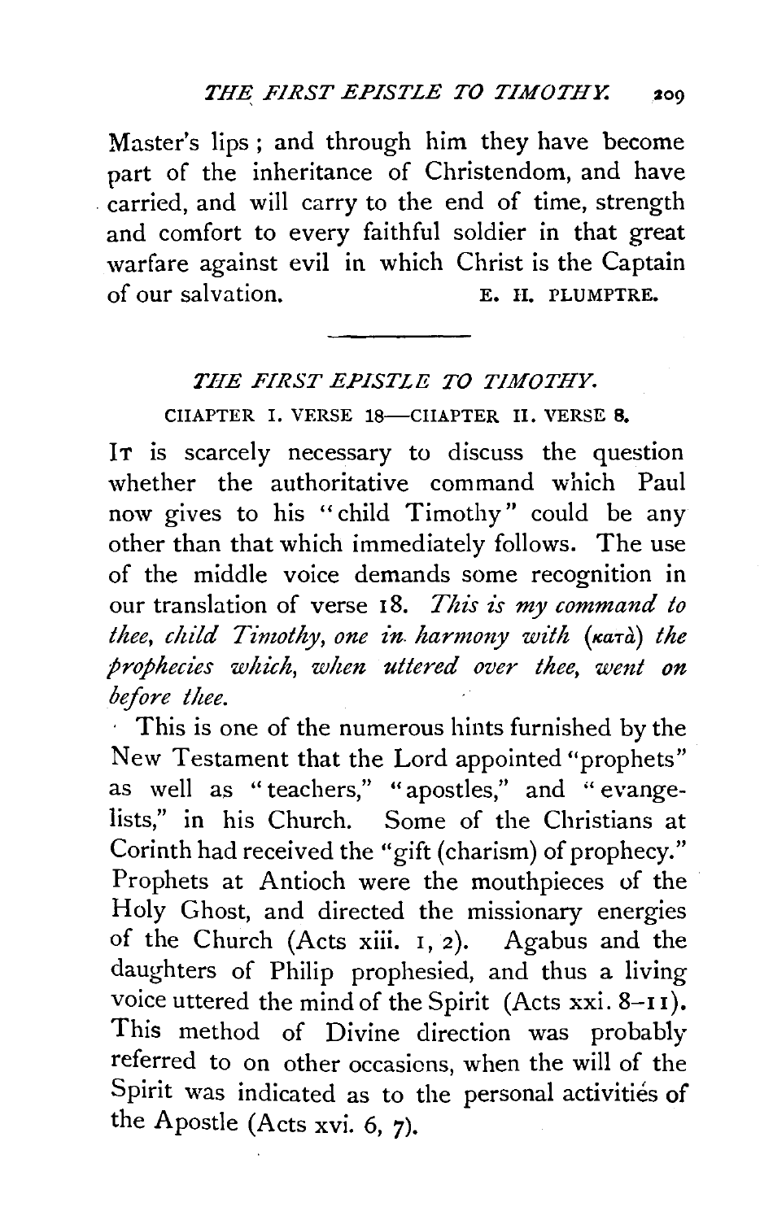Master's lips ; and through him they have become part of the inheritance of Christendom, and have carried, and will carry to the end of time, strength and comfort to every faithful soldier in that great warfare against evil in which Christ is the Captain of our salvation.

E. H. PLUMPTRE.

---

## *THE FIRST EPISTLE TO TIMOTHY.*

### CHAPTER I. VERSE 18—CHAPTER II. VERSE 8.

IT is scarcely necessary to discuss the question whether the authoritative command which Paul now gives to his "child Timothy" could be any other than that which immediately follows. The use of the middle voice demands some recognition in our translation of verse 18. *This is my command to thee, child Timothy, one in harmony with* (κατὰ) *the prophecies which, when uttered over thee, went on before thee.*

This is one of the numerous hints furnished by the New Testament that the Lord appointed "prophets" as well as "teachers," "apostles," and "evangelists," in his Church. Some of the Christians at Corinth had received the "gift (charism) of prophecy." Prophets at Antioch were the mouthpieces of the Holy Ghost, and directed the missionary energies of the Church (Acts xiii. 1, 2). Agabus and the daughters of Philip prophesied, and thus a living voice uttered the mind of the Spirit (Acts xxi. 8–11). This method of Divine direction was probably referred to on other occasions, when the will of the Spirit was indicated as to the personal activities of the Apostle (Acts xvi. 6, 7).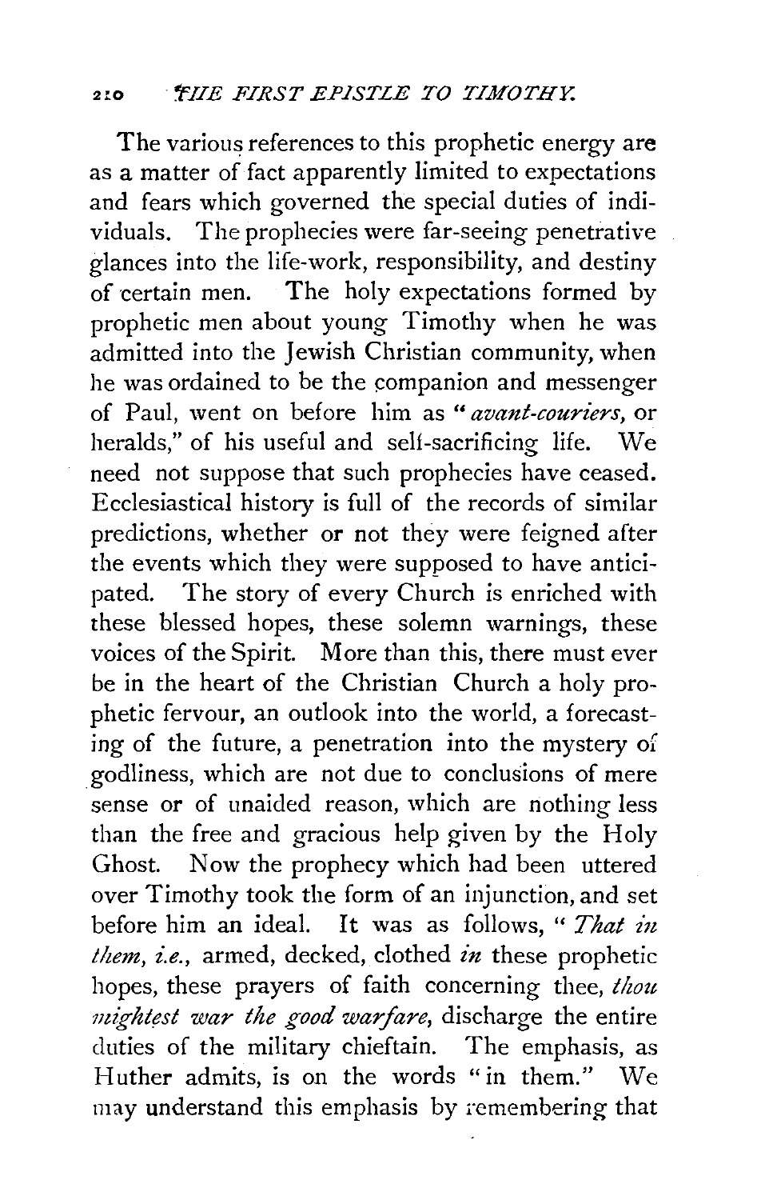The various references to this prophetic energy are as a matter of fact apparently limited to expectations and fears which governed the special duties of individuals. The prophecies were far-seeing penetrative glances into the life-work, responsibility, and destiny of certain men. The holy expectations formed by prophetic men about young Timothy when he was admitted into the Jewish Christian community, when he was ordained to be the companion and messenger of Paul, went on before him as "*avant-couriers*, or heralds," of his useful and self-sacrificing life. We need not suppose that such prophecies have ceased. Ecclesiastical history is full of the records of similar predictions, whether or not they were feigned after the events which they were supposed to have anticipated. The story of every Church is enriched with these blessed hopes, these solemn warnings, these voices of the Spirit. More than this, there must ever be in the heart of the Christian Church a holy prophetic fervour, an outlook into the world, a forecasting of the future, a penetration into the mystery of godliness, which are not due to conclusions of mere sense or of unaided reason, which are nothing less than the free and gracious help given by the Holy Ghost. Now the prophecy which had been uttered over Timothy took the form of an injunction, and set before him an ideal. It was as follows, "*That in them*, *i.e.*, armed, decked, clothed *in* these prophetic hopes, these prayers of faith concerning thee, *thou mightest war the good warfare*, discharge the entire duties of the military chieftain. The emphasis, as Huther admits, is on the words "in them." We may understand this emphasis by remembering that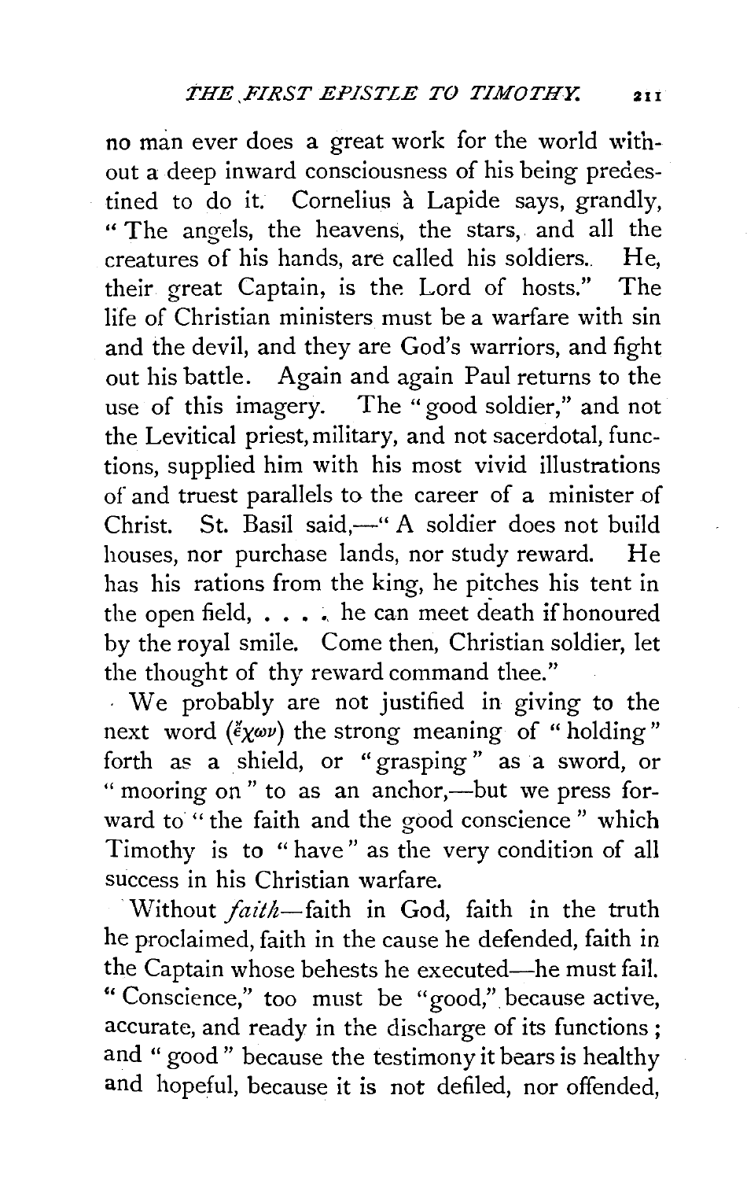no man ever does a great work for the world without a deep inward consciousness of his being predestined to do it. Cornelius à Lapide says, grandly, "The angels, the heavens, the stars, and all the creatures of his hands, are called his soldiers. He, their great Captain, is the Lord of hosts." The life of Christian ministers must be a warfare with sin and the devil, and they are God's warriors, and fight out his battle. Again and again Paul returns to the use of this imagery. The "good soldier," and not the Levitical priest, military, and not sacerdotal, functions, supplied him with his most vivid illustrations of and truest parallels to the career of a minister of Christ. St. Basil said,—"A soldier does not build houses, nor purchase lands, nor study reward. He has his rations from the king, he pitches his tent in the open field, . . . . he can meet death if honoured by the royal smile. Come then, Christian soldier, let the thought of thy reward command thee."

We probably are not justified in giving to the next word (ἔχων) the strong meaning of "holding" forth as a shield, or "grasping" as a sword, or "mooring on" to as an anchor,—but we press forward to "the faith and the good conscience" which Timothy is to "have" as the very condition of all success in his Christian warfare.

Without *faith*—faith in God, faith in the truth he proclaimed, faith in the cause he defended, faith in the Captain whose behests he executed—he must fail. "Conscience," too must be "good," because active, accurate, and ready in the discharge of its functions; and "good" because the testimony it bears is healthy and hopeful, because it is not defiled, nor offended,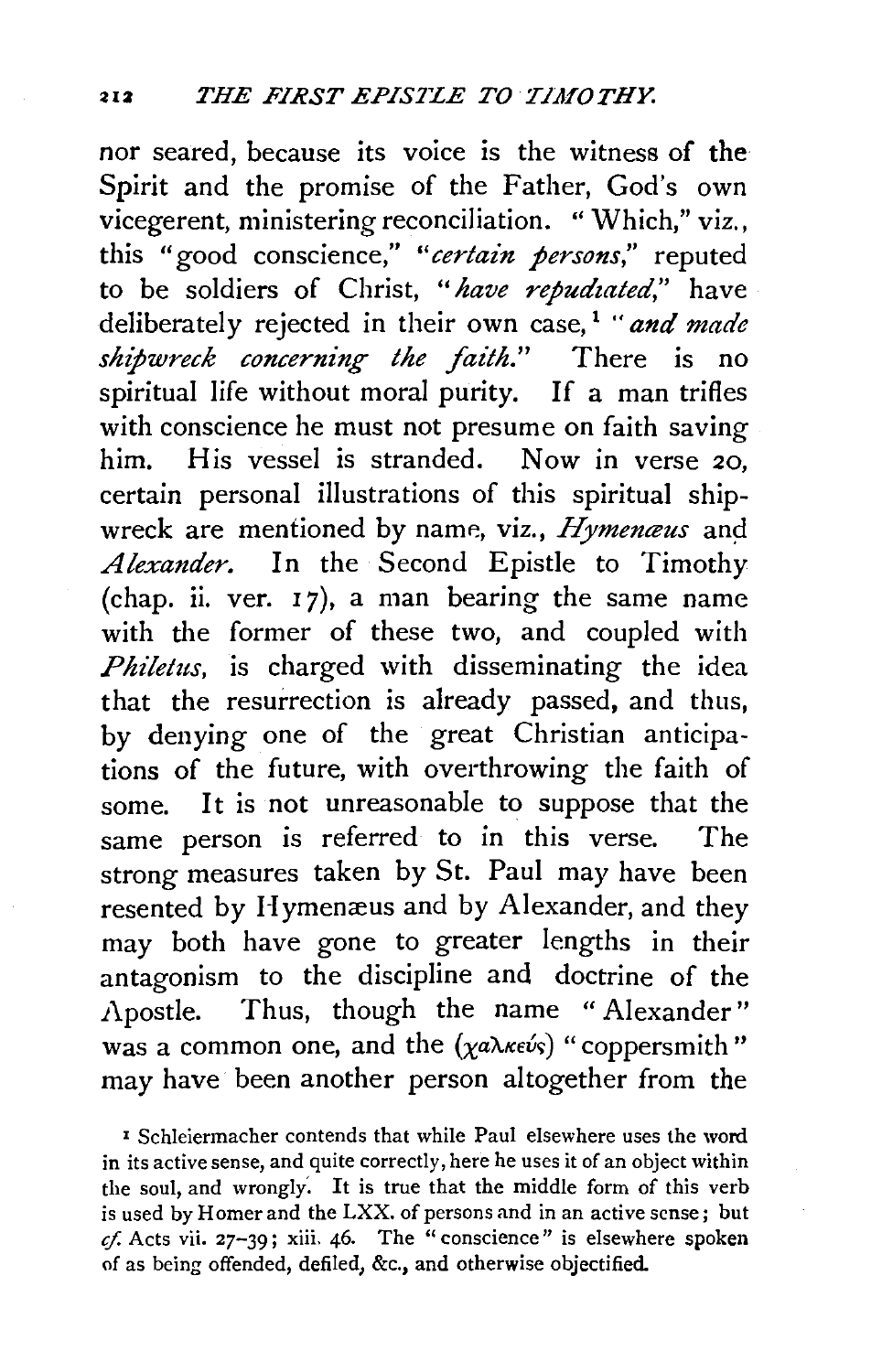nor seared, because its voice is the witness of the Spirit and the promise of the Father, God's own vicegerent, ministering reconciliation. "Which," viz., this "good conscience," "*certain persons*," reputed to be soldiers of Christ, "*have repudiated*," have deliberately rejected in their own case,[1] "*and made shipwreck concerning the faith*." There is no spiritual life without moral purity. If a man trifles with conscience he must not presume on faith saving him. His vessel is stranded. Now in verse 20, certain personal illustrations of this spiritual shipwreck are mentioned by name, viz., *Hymenæus* and *Alexander*. In the Second Epistle to Timothy (chap. ii. ver. 17), a man bearing the same name with the former of these two, and coupled with *Philetus*, is charged with disseminating the idea that the resurrection is already passed, and thus, by denying one of the great Christian anticipations of the future, with overthrowing the faith of some. It is not unreasonable to suppose that the same person is referred to in this verse. The strong measures taken by St. Paul may have been resented by Hymenæus and by Alexander, and they may both have gone to greater lengths in their antagonism to the discipline and doctrine of the Apostle. Thus, though the name "Alexander" was a common one, and the (χαλκεύς) "coppersmith" may have been another person altogether from the

[1] Schleiermacher contends that while Paul elsewhere uses the word in its active sense, and quite correctly, here he uses it of an object within the soul, and wrongly. It is true that the middle form of this verb is used by Homer and the LXX. of persons and in an active sense; but *cf.* Acts vii. 27–39; xiii. 46. The "conscience" is elsewhere spoken of as being offended, defiled, &c., and otherwise objectified.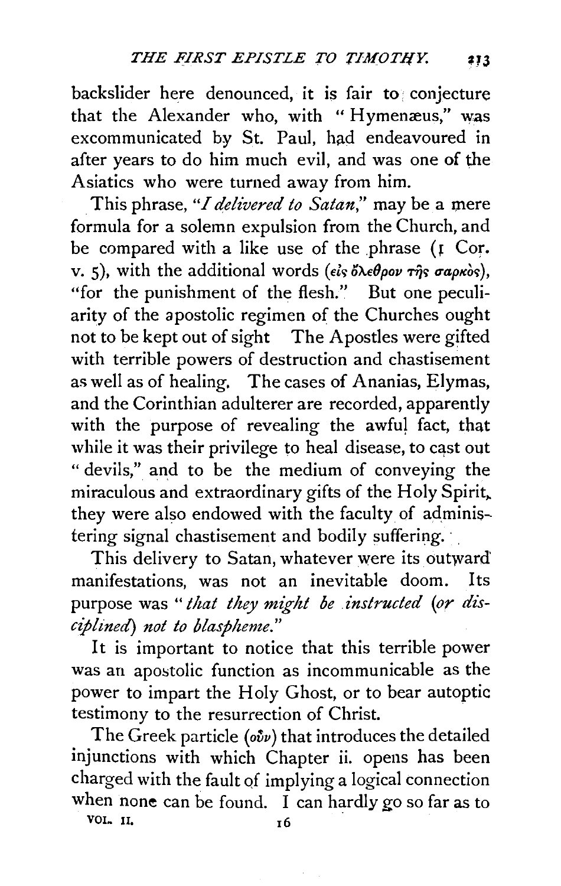backslider here denounced, it is fair to conjecture that the Alexander who, with "Hymenæus," was excommunicated by St. Paul, had endeavoured in after years to do him much evil, and was one of the Asiatics who were turned away from him.

This phrase, "*I delivered to Satan,*" may be a mere formula for a solemn expulsion from the Church, and be compared with a like use of the phrase (1 Cor. v. 5), with the additional words (εἰς ὄλεθρον τῆς σαρκὸς), "for the punishment of the flesh." But one peculiarity of the apostolic regimen of the Churches ought not to be kept out of sight The Apostles were gifted with terrible powers of destruction and chastisement as well as of healing. The cases of Ananias, Elymas, and the Corinthian adulterer are recorded, apparently with the purpose of revealing the awful fact, that while it was their privilege to heal disease, to cast out "devils," and to be the medium of conveying the miraculous and extraordinary gifts of the Holy Spirit, they were also endowed with the faculty of administering signal chastisement and bodily suffering.

This delivery to Satan, whatever were its outward manifestations, was not an inevitable doom. Its purpose was "*that they might be instructed* (*or disciplined*) *not to blaspheme.*"

It is important to notice that this terrible power was an apostolic function as incommunicable as the power to impart the Holy Ghost, or to bear autoptic testimony to the resurrection of Christ.

The Greek particle (οὖν) that introduces the detailed injunctions with which Chapter ii. opens has been charged with the fault of implying a logical connection when none can be found. I can hardly go so far as to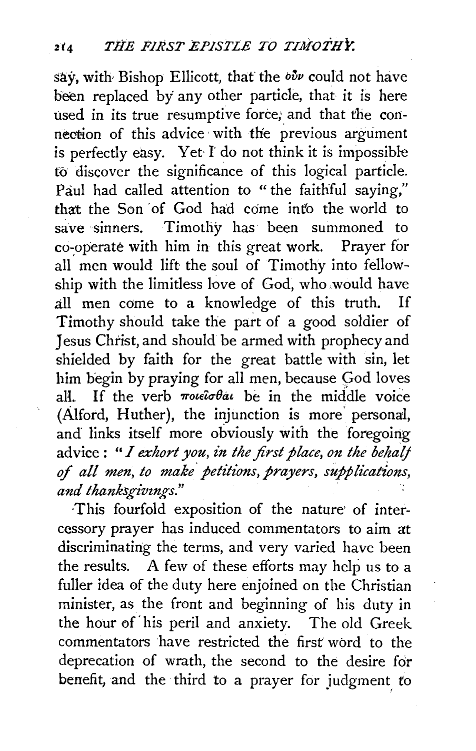say, with Bishop Ellicott, that the οὖν could not have been replaced by any other particle, that it is here used in its true resumptive force, and that the connection of this advice with the previous argument is perfectly easy. Yet I do not think it is impossible to discover the significance of this logical particle. Paul had called attention to "the faithful saying," that the Son of God had come into the world to save sinners. Timothy has been summoned to co-operate with him in this great work. Prayer for all men would lift the soul of Timothy into fellowship with the limitless love of God, who would have all men come to a knowledge of this truth. If Timothy should take the part of a good soldier of Jesus Christ, and should be armed with prophecy and shielded by faith for the great battle with sin, let him begin by praying for all men, because God loves all. If the verb ποιεῖσθαι be in the middle voice (Alford, Huther), the injunction is more personal, and links itself more obviously with the foregoing advice: "*I exhort you, in the first place, on the behalf of all men, to make petitions, prayers, supplications, and thanksgivings.*"

This fourfold exposition of the nature of intercessory prayer has induced commentators to aim at discriminating the terms, and very varied have been the results. A few of these efforts may help us to a fuller idea of the duty here enjoined on the Christian minister, as the front and beginning of his duty in the hour of his peril and anxiety. The old Greek commentators have restricted the first word to the deprecation of wrath, the second to the desire for benefit, and the third to a prayer for judgment to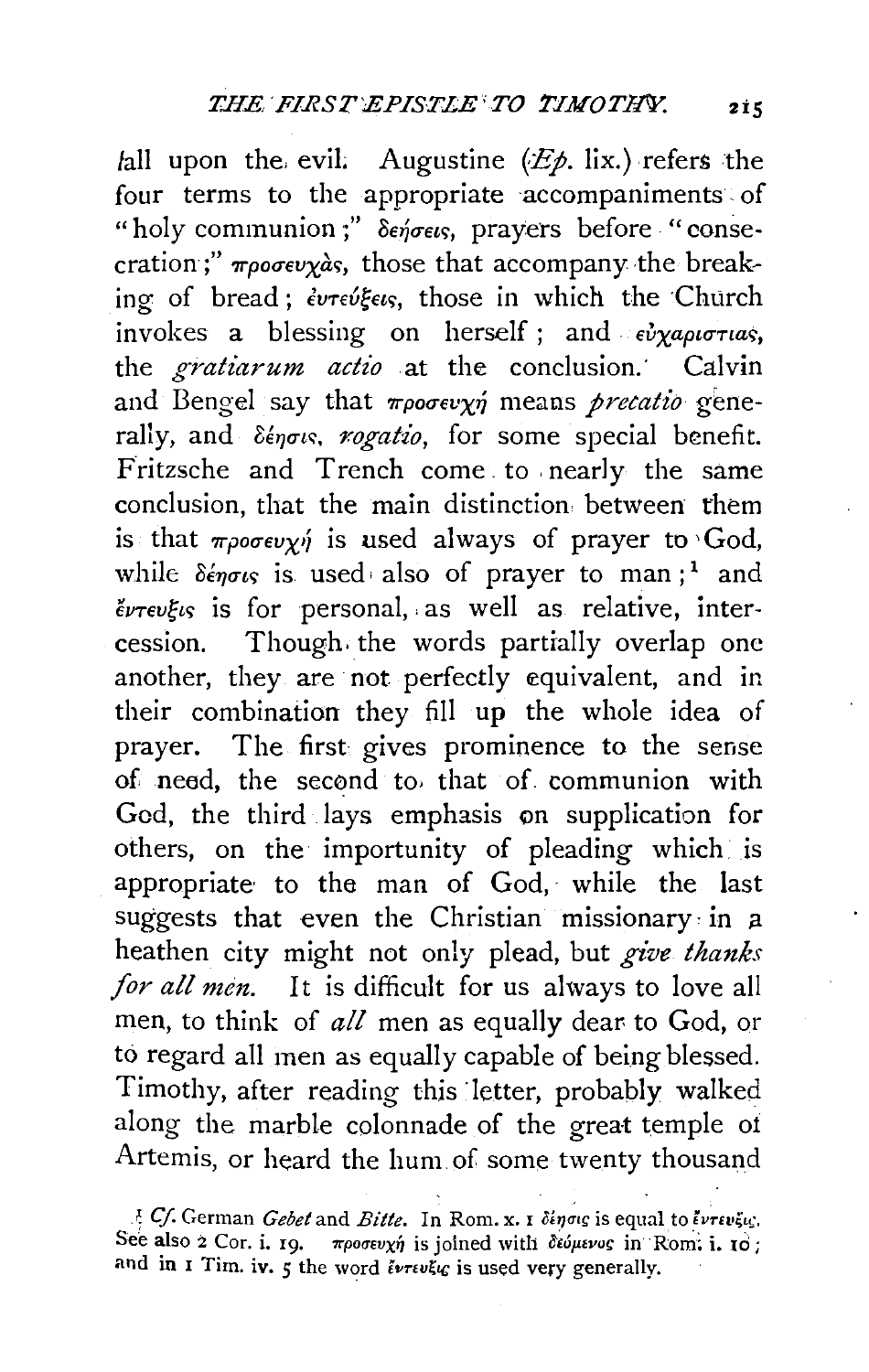fall upon the evil. Augustine (*Ep.* lix.) refers the four terms to the appropriate accompaniments of "holy communion;" δεήσεις, prayers before "consecration;" προσευχὰς, those that accompany the breaking of bread; ἐντεύξεις, those in which the Church invokes a blessing on herself; and εὐχαριστίας, the *gratiarum actio* at the conclusion. Calvin and Bengel say that προσευχή means *precatio* generally, and δέησις, *rogatio*, for some special benefit. Fritzsche and Trench come to nearly the same conclusion, that the main distinction between them is that προσευχή is used always of prayer to God, while δέησις is used also of prayer to man;[1] and ἔντευξις is for personal, as well as relative, intercession. Though the words partially overlap one another, they are not perfectly equivalent, and in their combination they fill up the whole idea of prayer. The first gives prominence to the sense of need, the second to that of communion with God, the third lays emphasis on supplication for others, on the importunity of pleading which is appropriate to the man of God, while the last suggests that even the Christian missionary in a heathen city might not only plead, but *give thanks for all men.* It is difficult for us always to love all men, to think of *all* men as equally dear to God, or to regard all men as equally capable of being blessed. Timothy, after reading this letter, probably walked along the marble colonnade of the great temple of Artemis, or heard the hum of some twenty thousand

[1] *Cf.* German *Gebet* and *Bitte.* In Rom. x. 1 δέησις is equal to ἔντευξις. See also 2 Cor. i. 19. προσευχή is joined with δεόμενος in Rom. i. 10; and in 1 Tim. iv. 5 the word ἔντευξις is used very generally.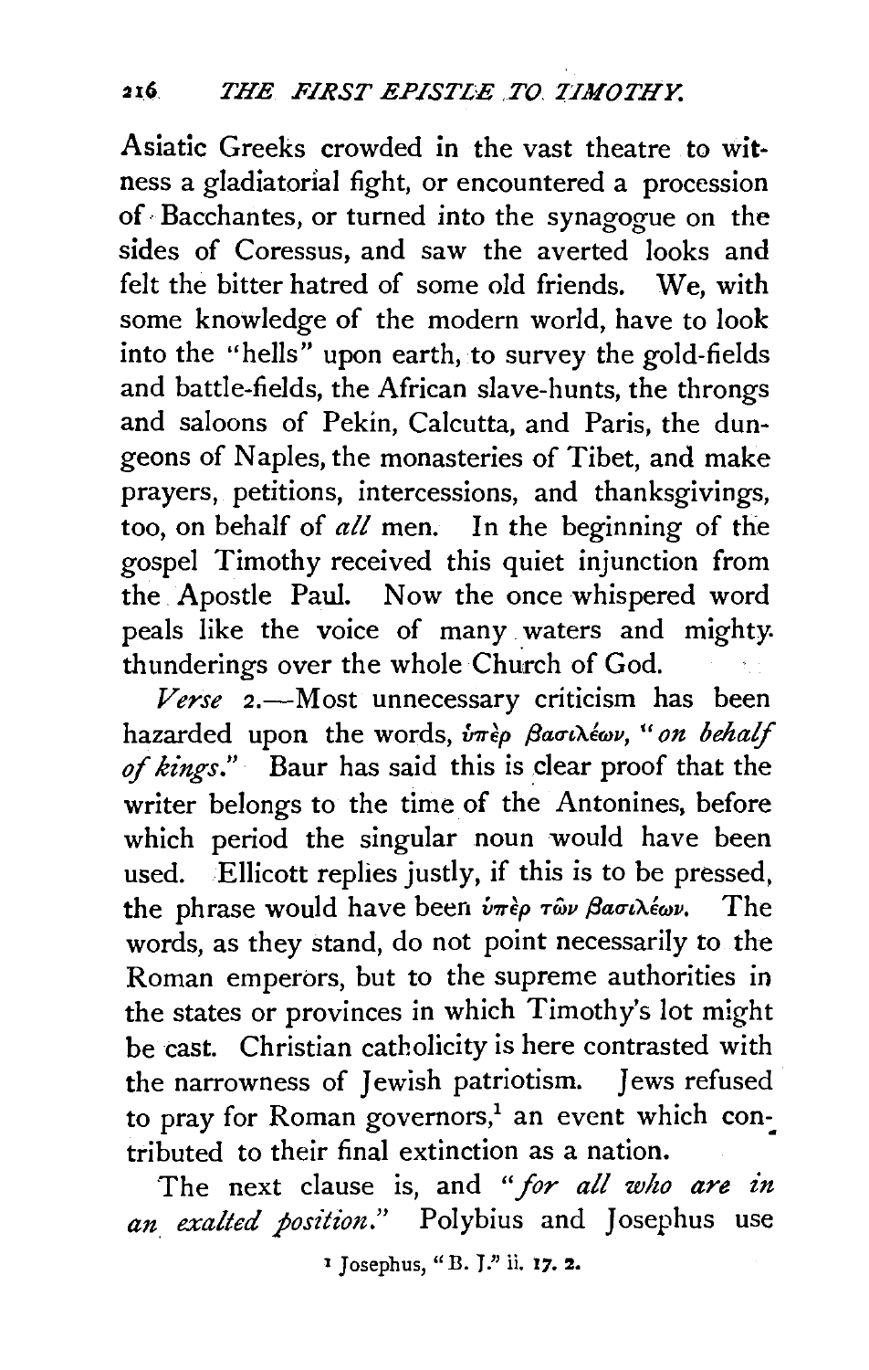Asiatic Greeks crowded in the vast theatre to witness a gladiatorial fight, or encountered a procession of Bacchantes, or turned into the synagogue on the sides of Coressus, and saw the averted looks and felt the bitter hatred of some old friends. We, with some knowledge of the modern world, have to look into the "hells" upon earth, to survey the gold-fields and battle-fields, the African slave-hunts, the throngs and saloons of Pekin, Calcutta, and Paris, the dungeons of Naples, the monasteries of Tibet, and make prayers, petitions, intercessions, and thanksgivings, too, on behalf of *all* men. In the beginning of the gospel Timothy received this quiet injunction from the Apostle Paul. Now the once whispered word peals like the voice of many waters and mighty thunderings over the whole Church of God.

*Verse* 2.—Most unnecessary criticism has been hazarded upon the words, ὑπὲρ βασιλέων, "*on behalf of kings*." Baur has said this is clear proof that the writer belongs to the time of the Antonines, before which period the singular noun would have been used. Ellicott replies justly, if this is to be pressed, the phrase would have been ὑπὲρ τῶν βασιλέων. The words, as they stand, do not point necessarily to the Roman emperors, but to the supreme authorities in the states or provinces in which Timothy's lot might be cast. Christian catholicity is here contrasted with the narrowness of Jewish patriotism. Jews refused to pray for Roman governors,[1] an event which contributed to their final extinction as a nation.

The next clause is, and "*for all who are in an exalted position*." Polybius and Josephus use

[1] Josephus, "B. J." ii. 17. 2.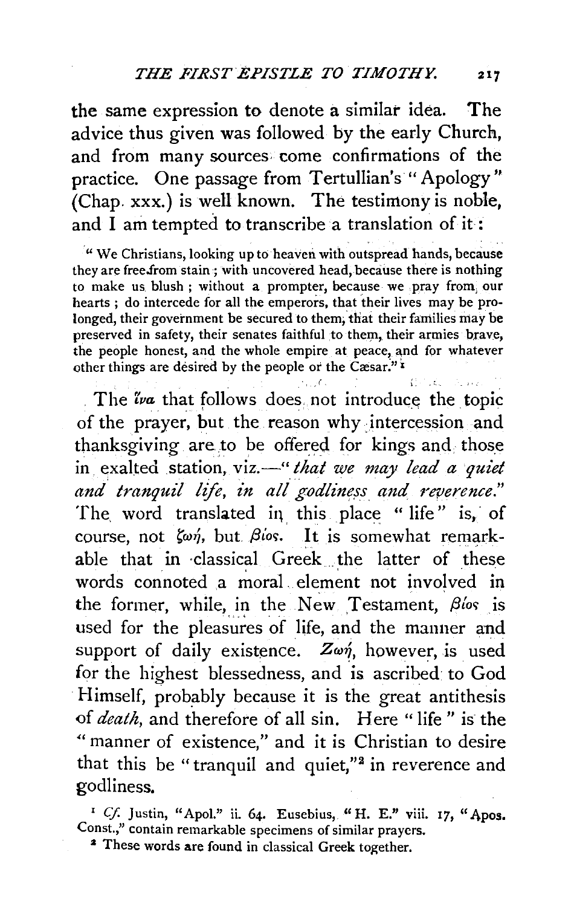the same expression to denote a similar idea. The advice thus given was followed by the early Church, and from many sources come confirmations of the practice. One passage from Tertullian's "Apology" (Chap. xxx.) is well known. The testimony is noble, and I am tempted to transcribe a translation of it:

> "We Christians, looking up to heaven with outspread hands, because they are free from stain; with uncovered head, because there is nothing to make us blush; without a prompter, because we pray from our hearts; do intercede for all the emperors, that their lives may be prolonged, their government be secured to them, that their families may be preserved in safety, their senates faithful to them, their armies brave, the people honest, and the whole empire at peace, and for whatever other things are desired by the people or the Cæsar."[1]

The ἵνα that follows does not introduce the topic of the prayer, but the reason why intercession and thanksgiving are to be offered for kings and those in exalted station, viz.—"*that we may lead a quiet and tranquil life, in all godliness and reverence.*" The word translated in this place "life" is, of course, not ζωή, but βίος. It is somewhat remarkable that in classical Greek the latter of these words connoted a moral element not involved in the former, while, in the New Testament, βίος is used for the pleasures of life, and the manner and support of daily existence. Ζωή, however, is used for the highest blessedness, and is ascribed to God Himself, probably because it is the great antithesis of *death*, and therefore of all sin. Here "life" is the "manner of existence," and it is Christian to desire that this be "tranquil and quiet,"[2] in reverence and godliness.

[1] *Cf.* Justin, "Apol." ii. 64. Eusebius, "H. E." viii. 17, "Apos. Const.," contain remarkable specimens of similar prayers.

[2] These words are found in classical Greek together.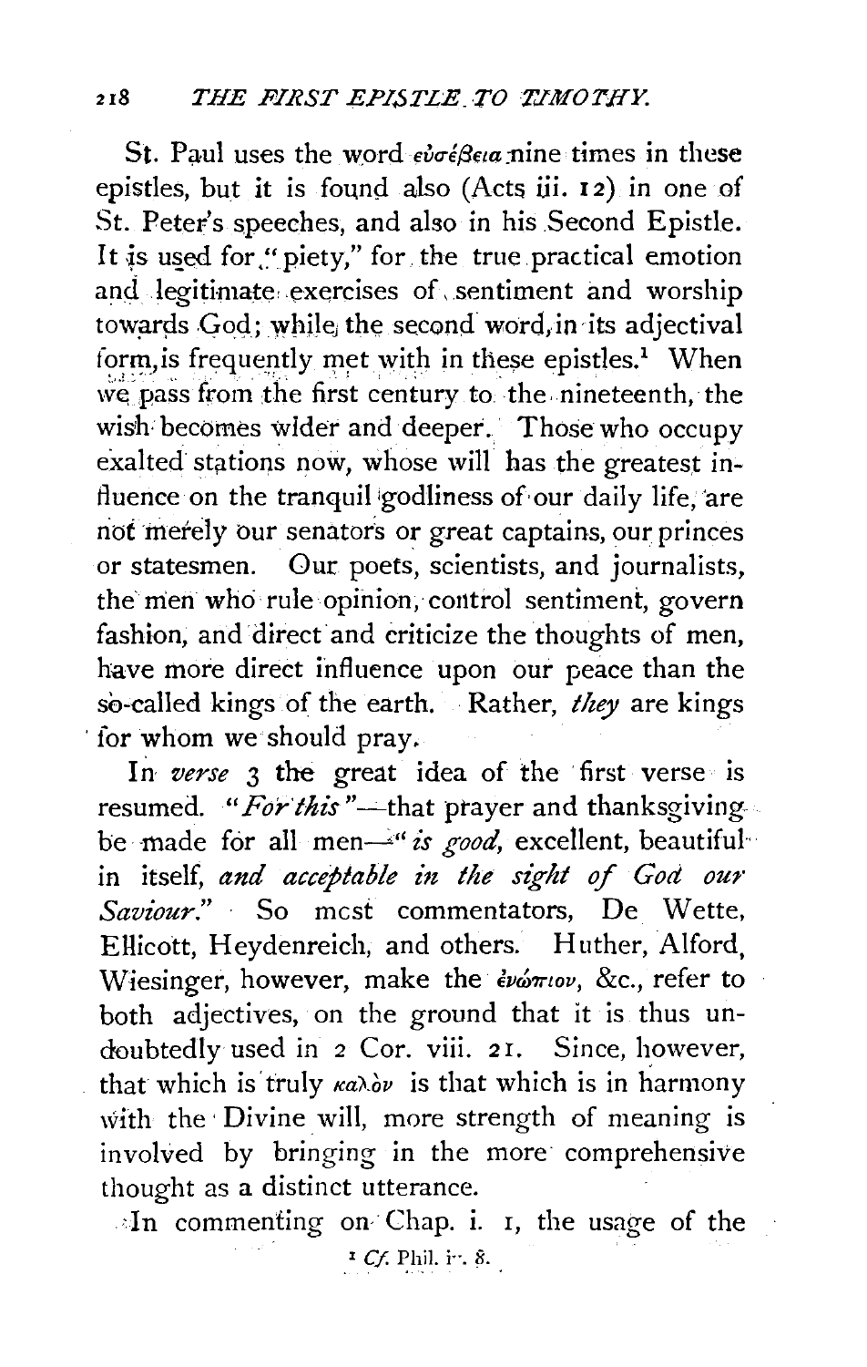St. Paul uses the word εὐσέβεια nine times in these epistles, but it is found also (Acts iii. 12) in one of St. Peter's speeches, and also in his Second Epistle. It is used for "piety," for the true practical emotion and legitimate exercises of sentiment and worship towards God; while the second word, in its adjectival form, is frequently met with in these epistles.[1] When we pass from the first century to the nineteenth, the wish becomes wider and deeper. Those who occupy exalted stations now, whose will has the greatest influence on the tranquil godliness of our daily life, are not merely our senators or great captains, our princes or statesmen. Our poets, scientists, and journalists, the men who rule opinion, control sentiment, govern fashion, and direct and criticize the thoughts of men, have more direct influence upon our peace than the so-called kings of the earth. Rather, *they* are kings for whom we should pray.

In *verse* 3 the great idea of the first verse is resumed. "*For this*"—that prayer and thanksgiving be made for all men—"*is good*, excellent, beautiful in itself, *and acceptable in the sight of God our Saviour.*" So most commentators, De Wette, Ellicott, Heydenreich, and others. Huther, Alford, Wiesinger, however, make the ἐνώπιον, &c., refer to both adjectives, on the ground that it is thus undoubtedly used in 2 Cor. viii. 21. Since, however, that which is truly καλὸν is that which is in harmony with the Divine will, more strength of meaning is involved by bringing in the more comprehensive thought as a distinct utterance.

In commenting on Chap. i. 1, the usage of the

[1] *Cf.* Phil. iv. 8.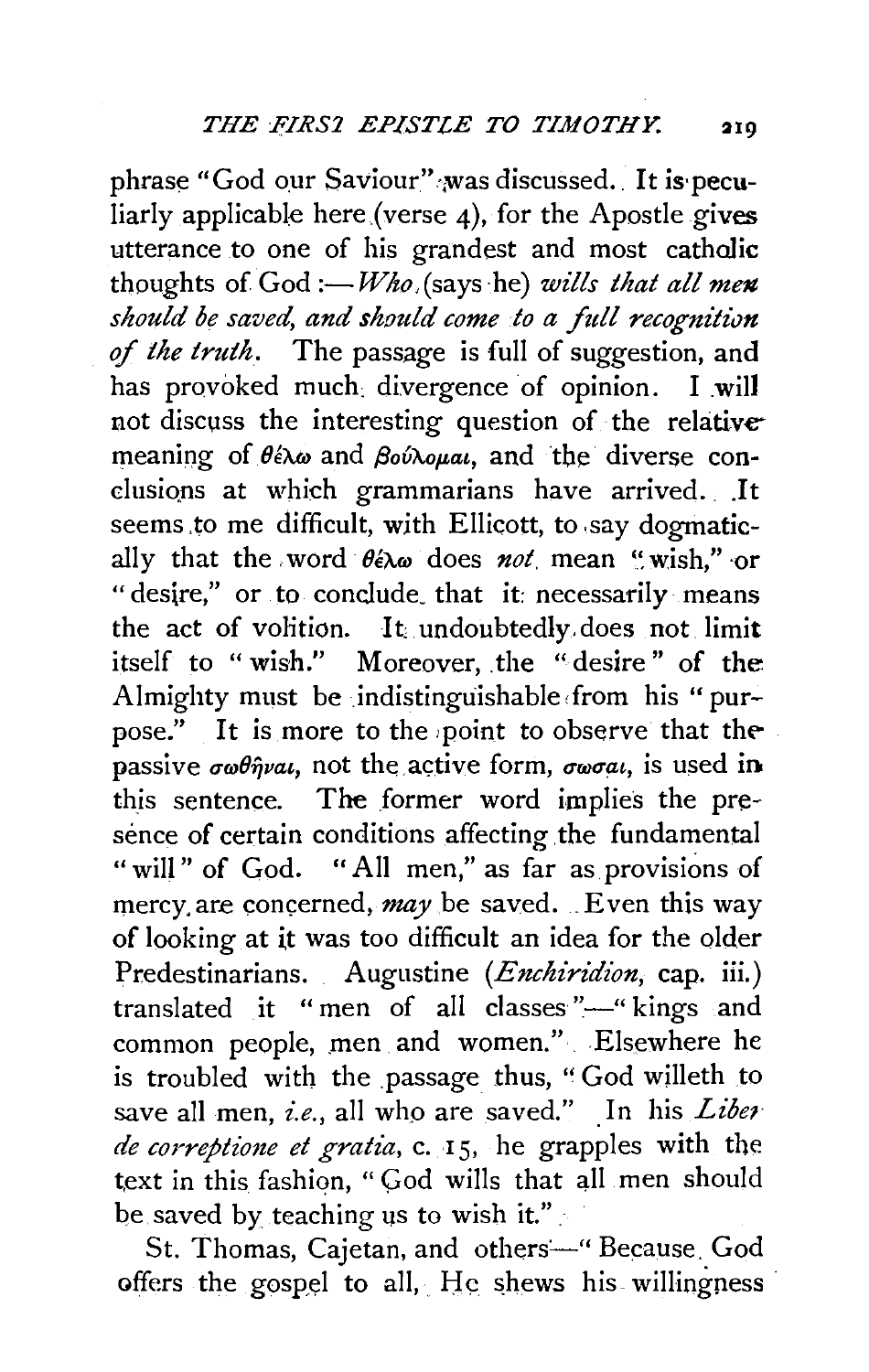phrase "God our Saviour" was discussed. It is peculiarly applicable here (verse 4), for the Apostle gives utterance to one of his grandest and most catholic thoughts of God :—*Who* (says he) *wills that all men should be saved, and should come to a full recognition of the truth*. The passage is full of suggestion, and has provoked much divergence of opinion. I will not discuss the interesting question of the relative meaning of θέλω and βούλομαι, and the diverse conclusions at which grammarians have arrived. It seems to me difficult, with Ellicott, to say dogmatically that the word θέλω does *not* mean "wish," or "desire," or to conclude that it necessarily means the act of volition. It undoubtedly does not limit itself to "wish." Moreover, the "desire" of the Almighty must be indistinguishable from his "purpose." It is more to the point to observe that the passive σωθῆναι, not the active form, σῶσαι, is used in this sentence. The former word implies the presence of certain conditions affecting the fundamental "will" of God. "All men," as far as provisions of mercy are concerned, *may* be saved. Even this way of looking at it was too difficult an idea for the older Predestinarians. Augustine (*Enchiridion*, cap. iii.) translated it "men of all classes"—"kings and common people, men and women." Elsewhere he is troubled with the passage thus, "God willeth to save all men, *i.e.*, all who are saved." In his *Liber de correptione et gratia*, c. 15, he grapples with the text in this fashion, "God wills that all men should be saved by teaching us to wish it."

St. Thomas, Cajetan, and others—"Because God offers the gospel to all, He shews his willingness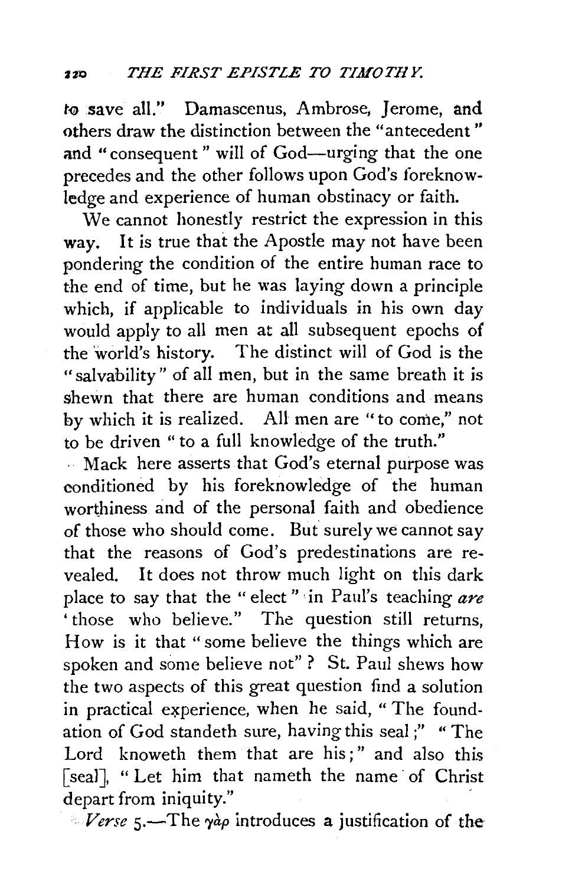to save all." Damascenus, Ambrose, Jerome, and others draw the distinction between the "antecedent" and "consequent" will of God—urging that the one precedes and the other follows upon God's foreknowledge and experience of human obstinacy or faith.

We cannot honestly restrict the expression in this way. It is true that the Apostle may not have been pondering the condition of the entire human race to the end of time, but he was laying down a principle which, if applicable to individuals in his own day would apply to all men at all subsequent epochs of the world's history. The distinct will of God is the "salvability" of all men, but in the same breath it is shewn that there are human conditions and means by which it is realized. All men are "to come," not to be driven "to a full knowledge of the truth."

Mack here asserts that God's eternal purpose was conditioned by his foreknowledge of the human worthiness and of the personal faith and obedience of those who should come. But surely we cannot say that the reasons of God's predestinations are revealed. It does not throw much light on this dark place to say that the "elect" in Paul's teaching *are* 'those who believe." The question still returns, How is it that "some believe the things which are spoken and some believe not"? St. Paul shews how the two aspects of this great question find a solution in practical experience, when he said, "The foundation of God standeth sure, having this seal;" "The Lord knoweth them that are his;" and also this [seal], "Let him that nameth the name of Christ depart from iniquity."

*Verse* 5.—The γὰρ introduces a justification of the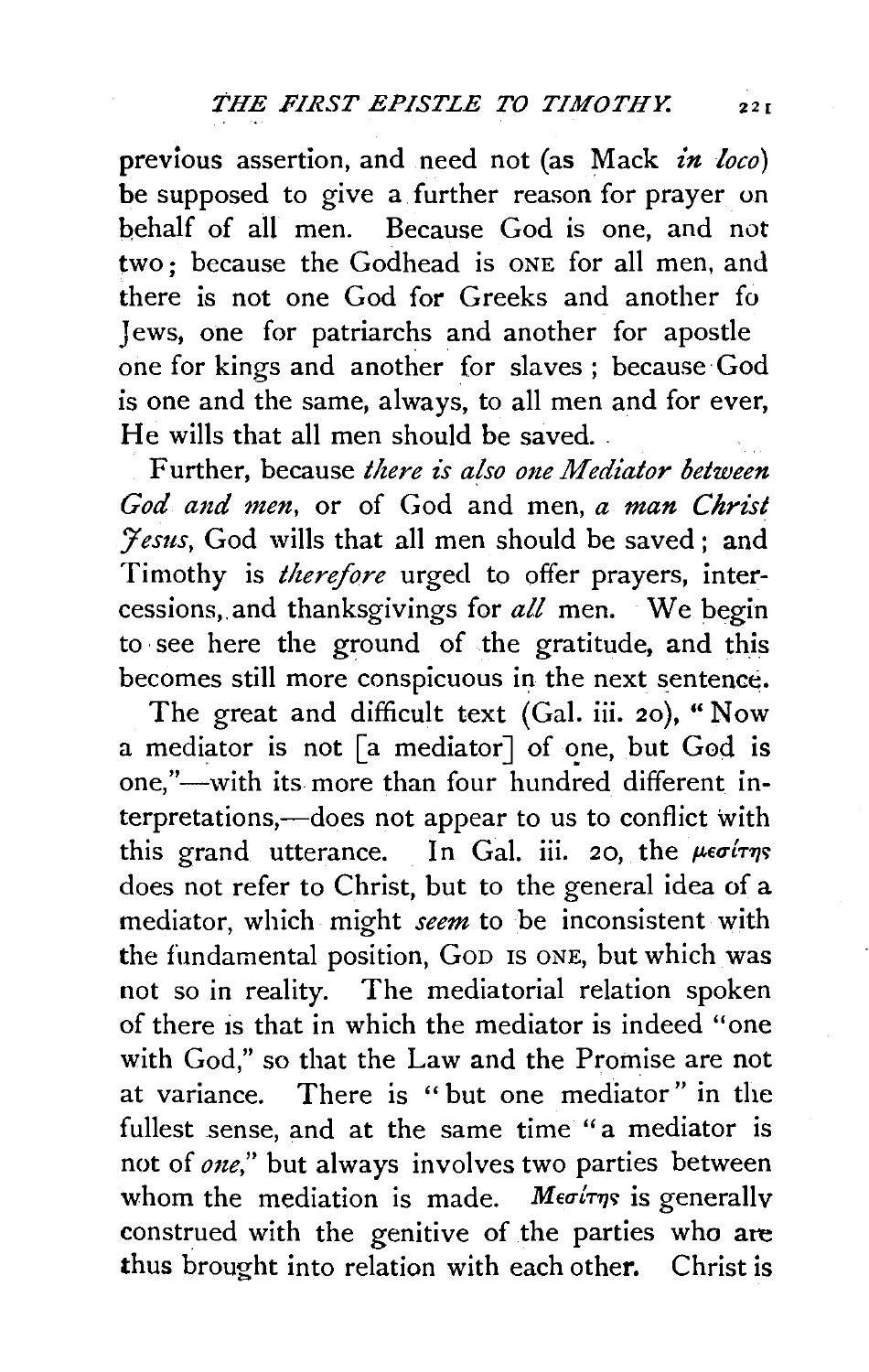previous assertion, and need not (as Mack *in loco*) be supposed to give a further reason for prayer on behalf of all men. Because God is one, and not two; because the Godhead is ONE for all men, and there is not one God for Greeks and another fo Jews, one for patriarchs and another for apostle one for kings and another for slaves; because God is one and the same, always, to all men and for ever, He wills that all men should be saved.

Further, because *there is also one Mediator between God and men*, or of God and men, *a man Christ Jesus*, God wills that all men should be saved; and Timothy is *therefore* urged to offer prayers, intercessions, and thanksgivings for *all* men. We begin to see here the ground of the gratitude, and this becomes still more conspicuous in the next sentence.

The great and difficult text (Gal. iii. 20), "Now a mediator is not [a mediator] of one, but God is one,"—with its more than four hundred different interpretations,—does not appear to us to conflict with this grand utterance. In Gal. iii. 20, the μεσίτης does not refer to Christ, but to the general idea of a mediator, which might *seem* to be inconsistent with the fundamental position, GOD IS ONE, but which was not so in reality. The mediatorial relation spoken of there is that in which the mediator is indeed "one with God," so that the Law and the Promise are not at variance. There is "but one mediator" in the fullest sense, and at the same time "a mediator is not of *one*," but always involves two parties between whom the mediation is made. *Μεσίτης* is generally construed with the genitive of the parties who are thus brought into relation with each other. Christ is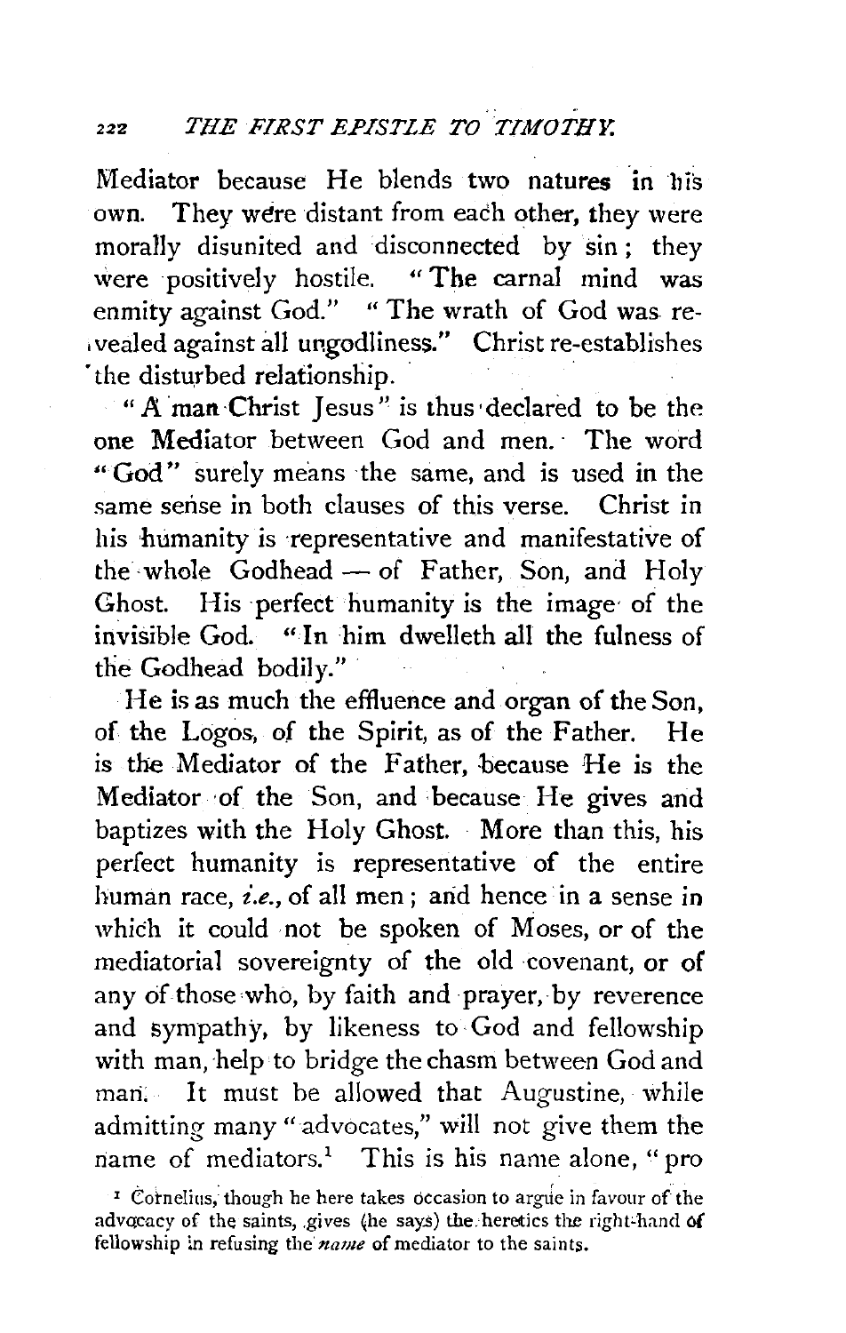Mediator because He blends two natures in his own. They were distant from each other, they were morally disunited and disconnected by sin; they were positively hostile. "The carnal mind was enmity against God." "The wrath of God was revealed against all ungodliness." Christ re-establishes the disturbed relationship.

"A man Christ Jesus" is thus declared to be the one Mediator between God and men. The word "God" surely means the same, and is used in the same sense in both clauses of this verse. Christ in his humanity is representative and manifestative of the whole Godhead — of Father, Son, and Holy Ghost. His perfect humanity is the image of the invisible God. "In him dwelleth all the fulness of the Godhead bodily."

He is as much the effluence and organ of the Son, of the Logos, of the Spirit, as of the Father. He is the Mediator of the Father, because He is the Mediator of the Son, and because He gives and baptizes with the Holy Ghost. More than this, his perfect humanity is representative of the entire human race, *i.e.*, of all men; and hence in a sense in which it could not be spoken of Moses, or of the mediatorial sovereignty of the old covenant, or of any of those who, by faith and prayer, by reverence and sympathy, by likeness to God and fellowship with man, help to bridge the chasm between God and man. It must be allowed that Augustine, while admitting many "advocates," will not give them the name of mediators.[1] This is his name alone, "pro

[1] Cornelius, though he here takes occasion to argue in favour of the advocacy of the saints, gives (he says) the heretics the right-hand of fellowship in refusing the *name* of mediator to the saints.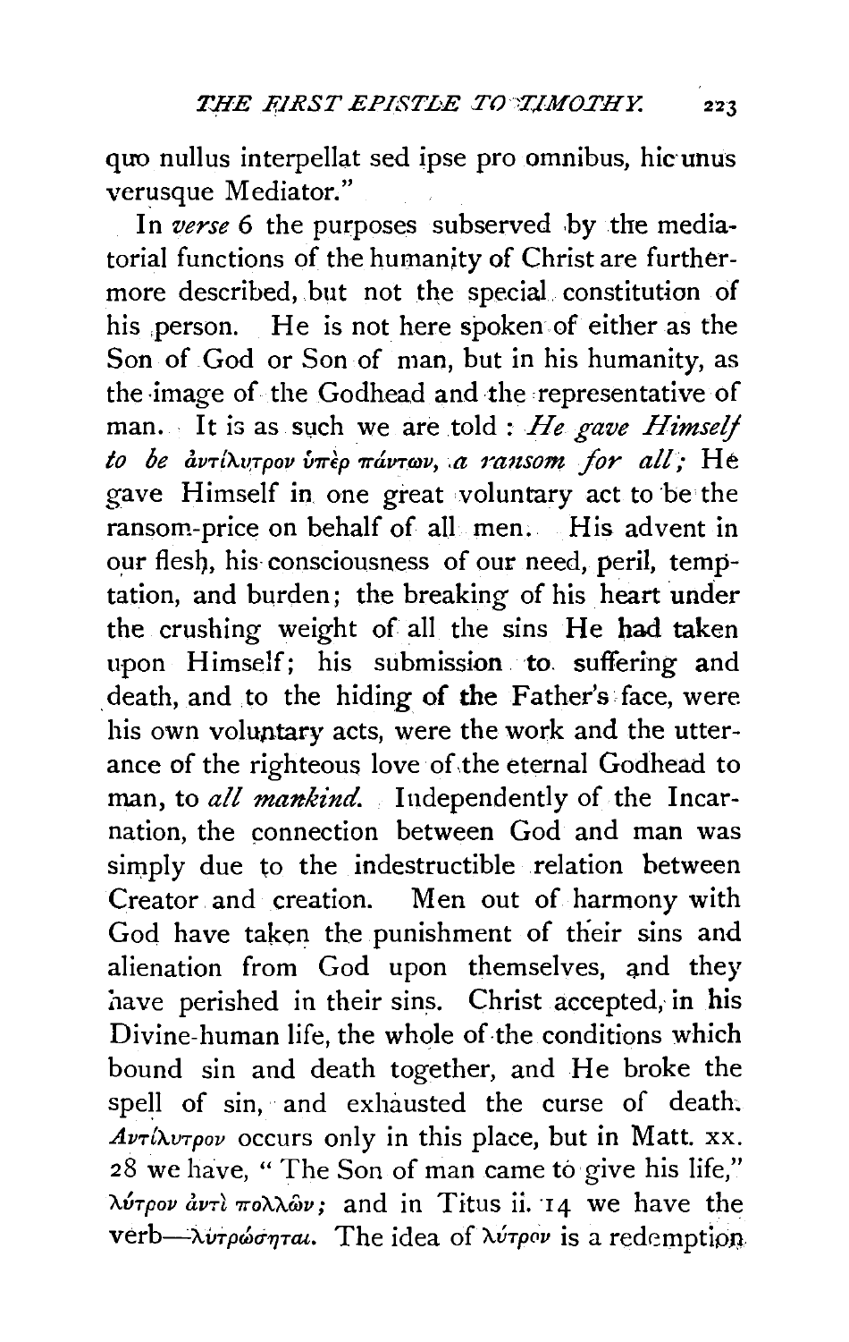quo nullus interpellat sed ipse pro omnibus, hic unus verusque Mediator."

In *verse* 6 the purposes subserved by the mediatorial functions of the humanity of Christ are furthermore described, but not the special constitution of his person. He is not here spoken of either as the Son of God or Son of man, but in his humanity, as the image of the Godhead and the representative of man. It is as such we are told: *He gave Himself to be ἀντίλυτρον ὑπὲρ πάντων, a ransom for all;* He gave Himself in one great voluntary act to be the ransom-price on behalf of all men. His advent in our flesh, his consciousness of our need, peril, temptation, and burden; the breaking of his heart under the crushing weight of all the sins He had taken upon Himself; his submission to suffering and death, and to the hiding of the Father's face, were his own voluntary acts, were the work and the utterance of the righteous love of the eternal Godhead to man, to *all mankind.* Independently of the Incarnation, the connection between God and man was simply due to the indestructible relation between Creator and creation. Men out of harmony with God have taken the punishment of their sins and alienation from God upon themselves, and they have perished in their sins. Christ accepted, in his Divine-human life, the whole of the conditions which bound sin and death together, and He broke the spell of sin, and exhausted the curse of death. *Ἀντίλυτρον* occurs only in this place, but in Matt. xx. 28 we have, "The Son of man came to give his life," λύτρον ἀντὶ πολλῶν; and in Titus ii. 14 we have the verb—λυτρώσηται. The idea of λύτρον is a redemption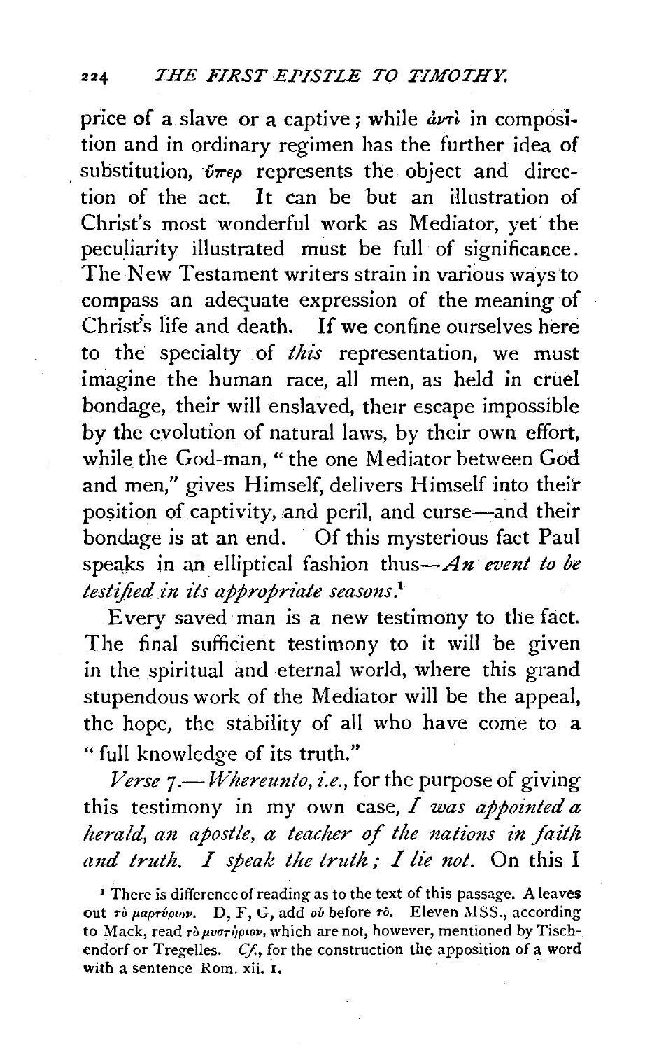price of a slave or a captive; while ἀντὶ in composition and in ordinary regimen has the further idea of substitution, ὑπὲρ represents the object and direction of the act. It can be but an illustration of Christ's most wonderful work as Mediator, yet the peculiarity illustrated must be full of significance. The New Testament writers strain in various ways to compass an adequate expression of the meaning of Christ's life and death. If we confine ourselves here to the specialty of *this* representation, we must imagine the human race, all men, as held in cruel bondage, their will enslaved, their escape impossible by the evolution of natural laws, by their own effort, while the God-man, "the one Mediator between God and men," gives Himself, delivers Himself into their position of captivity, and peril, and curse—and their bondage is at an end. Of this mysterious fact Paul speaks in an elliptical fashion thus—*An event to be testified in its appropriate seasons.*[1]

Every saved man is a new testimony to the fact. The final sufficient testimony to it will be given in the spiritual and eternal world, where this grand stupendous work of the Mediator will be the appeal, the hope, the stability of all who have come to a "full knowledge of its truth."

*Verse 7.—Whereunto, i.e.*, for the purpose of giving this testimony in my own case, *I was appointed a herald, an apostle, a teacher of the nations in faith and truth. I speak the truth; I lie not.* On this I

[1] There is difference of reading as to the text of this passage. A leaves out τὸ μαρτύριον. D, F, G, add οὗ before τὸ. Eleven MSS., according to Mack, read τὸ μυστήριον, which are not, however, mentioned by Tischendorf or Tregelles. *Cf.*, for the construction the apposition of a word with a sentence Rom. xii. 1.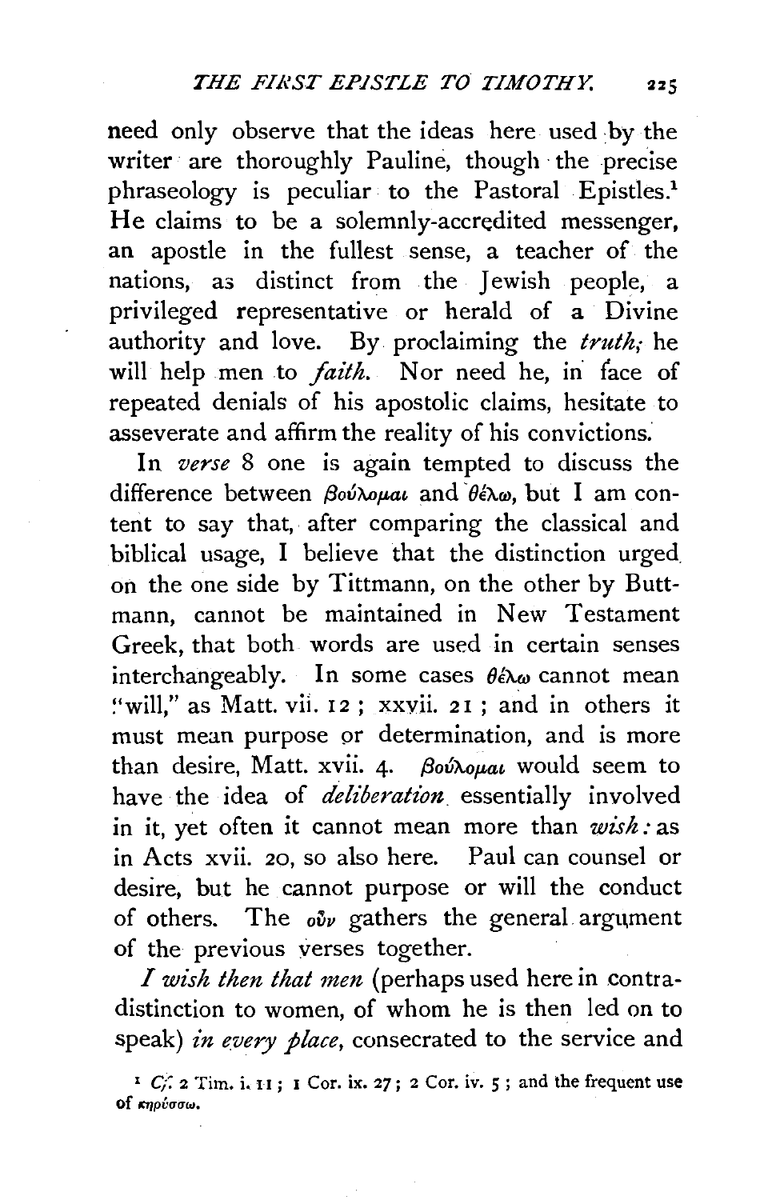need only observe that the ideas here used by the writer are thoroughly Pauline, though the precise phraseology is peculiar to the Pastoral Epistles.[1] He claims to be a solemnly-accredited messenger, an apostle in the fullest sense, a teacher of the nations, as distinct from the Jewish people, a privileged representative or herald of a Divine authority and love. By proclaiming the *truth;* he will help men to *faith.* Nor need he, in face of repeated denials of his apostolic claims, hesitate to asseverate and affirm the reality of his convictions.

In *verse* 8 one is again tempted to discuss the difference between βούλομαι and θέλω, but I am content to say that, after comparing the classical and biblical usage, I believe that the distinction urged on the one side by Tittmann, on the other by Buttmann, cannot be maintained in New Testament Greek, that both words are used in certain senses interchangeably. In some cases θέλω cannot mean "will," as Matt. vii. 12; xxvii. 21; and in others it must mean purpose or determination, and is more than desire, Matt. xvii. 4. βούλομαι would seem to have the idea of *deliberation* essentially involved in it, yet often it cannot mean more than *wish:* as in Acts xvii. 20, so also here. Paul can counsel or desire, but he cannot purpose or will the conduct of others. The οὖν gathers the general argument of the previous verses together.

*I wish then that men* (perhaps used here in contradistinction to women, of whom he is then led on to speak) *in every place,* consecrated to the service and

[1] *Cf.* 2 Tim. i. 11; 1 Cor. ix. 27; 2 Cor. iv. 5; and the frequent use of κηρύσσω.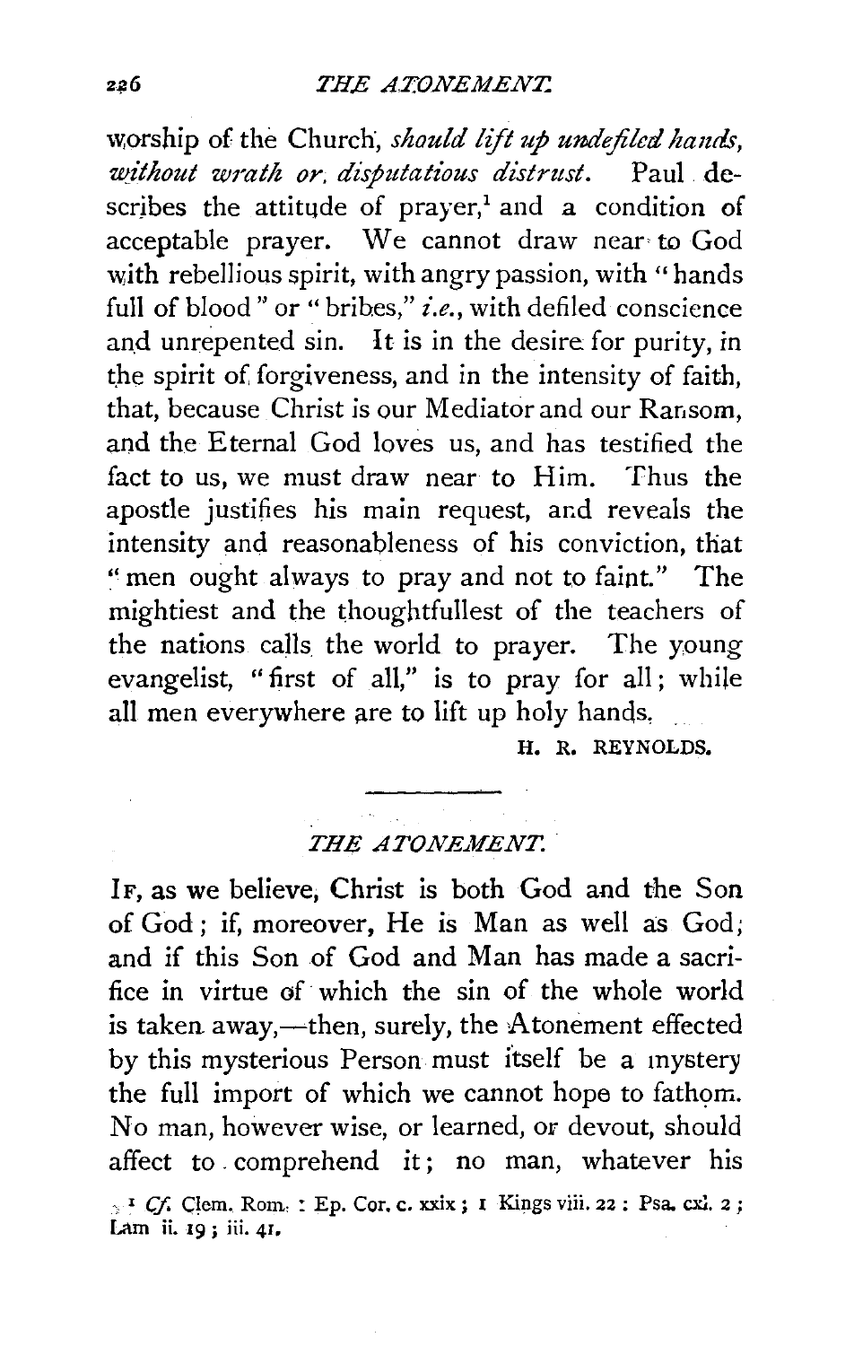worship of the Church, *should lift up undefiled hands, without wrath or disputatious distrust.* Paul describes the attitude of prayer,[1] and a condition of acceptable prayer. We cannot draw near to God with rebellious spirit, with angry passion, with "hands full of blood" or "bribes," *i.e.*, with defiled conscience and unrepented sin. It is in the desire for purity, in the spirit of forgiveness, and in the intensity of faith, that, because Christ is our Mediator and our Ransom, and the Eternal God loves us, and has testified the fact to us, we must draw near to Him. Thus the apostle justifies his main request, and reveals the intensity and reasonableness of his conviction, that "men ought always to pray and not to faint." The mightiest and the thoughtfullest of the teachers of the nations calls the world to prayer. The young evangelist, "first of all," is to pray for all; while all men everywhere are to lift up holy hands.

H. R. REYNOLDS.

---

## *THE ATONEMENT.*

IF, as we believe, Christ is both God and the Son of God; if, moreover, He is Man as well as God; and if this Son of God and Man has made a sacrifice in virtue of which the sin of the whole world is taken away,—then, surely, the Atonement effected by this mysterious Person must itself be a mystery the full import of which we cannot hope to fathom. No man, however wise, or learned, or devout, should affect to comprehend it; no man, whatever his

[1] *Cf.* Clem. Rom. : Ep. Cor. c. xxix ; 1 Kings viii. 22 : Psa. cxl. 2 ; Lam ii. 19 ; iii. 41.